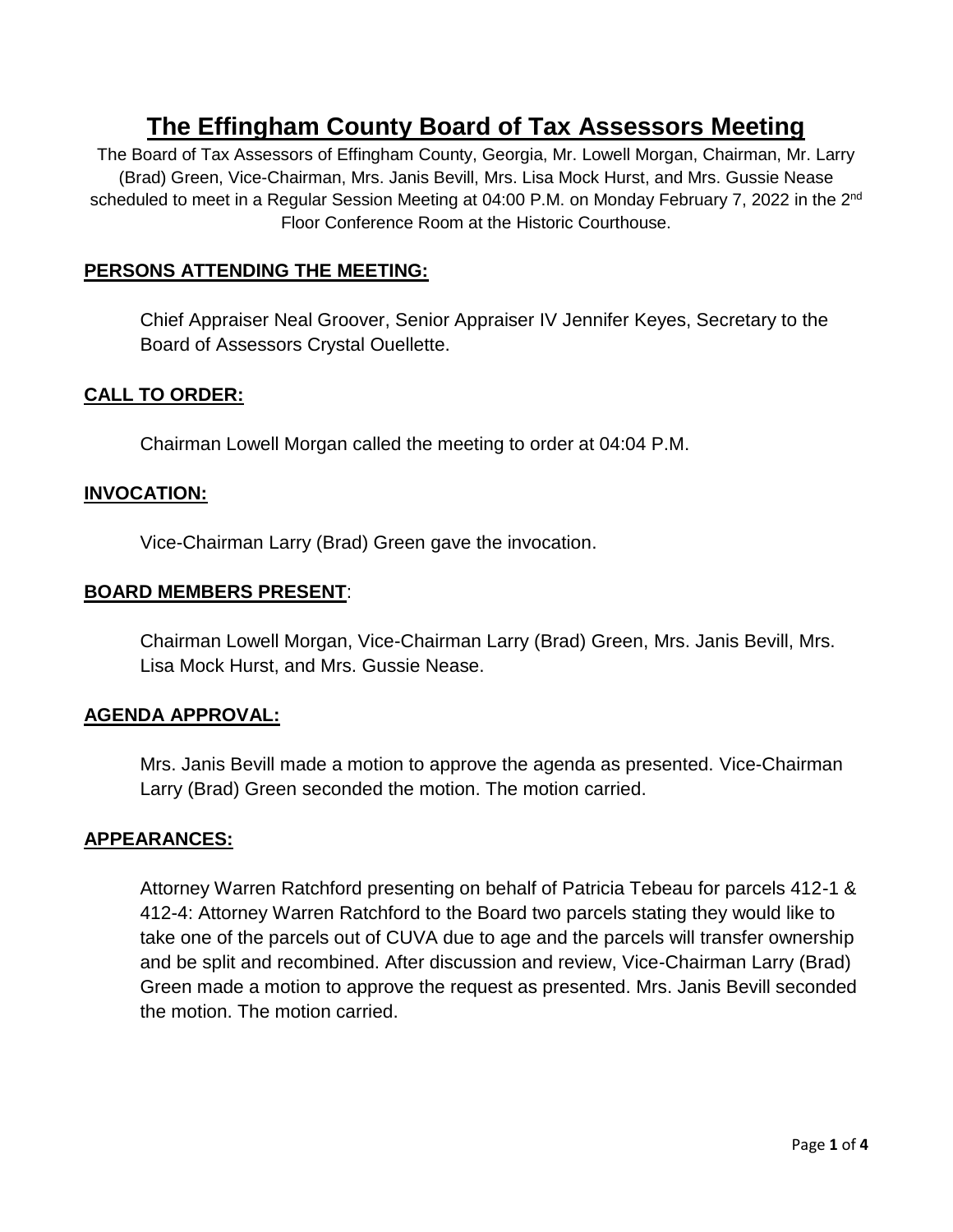# The Effingham County Board of Tax Assessors Meeting

The Board of Tax Assessors of Effingham County, Georgia, Mr. Lowell Morgan, Chairman, Mr. Larry (Brad) Green, Vice-Chairman, Mrs. Janis Bevill, Mrs. Lisa Mock Hurst, and Mrs. Gussie Nease scheduled to meet in a Regular Session Meeting at 04:00 P.M. on Monday February 7, 2022 in the 2nd Floor Conference Room at the Historic Courthouse.

## PERSONS ATTENDING THE MEETING:

Chief Appraiser Neal Groover, Senior Appraiser IV Jennifer Keyes, Secretary to the Board of Assessors Crystal Ouellette.

## CALL TO ORDER:

Chairman Lowell Morgan called the meeting to order at 04:04 P.M.

## INVOCATION:

Vice-Chairman Larry (Brad) Green gave the invocation.

## BOARD MEMBERS PRESENT:

Chairman Lowell Morgan, Vice-Chairman Larry (Brad) Green, Mrs. Janis Bevill, Mrs. Lisa Mock Hurst, and Mrs. Gussie Nease.

## AGENDA APPROVAL:

Mrs. Janis Bevill made a motion to approve the agenda as presented. Vice-Chairman Larry (Brad) Green seconded the motion. The motion carried.

## APPEARANCES:

Attorney Warren Ratchford presenting on behalf of Patricia Tebeau for parcels 412-1 & 412-4: Attorney Warren Ratchford to the Board two parcels stating they would like to take one of the parcels out of CUVA due to age and the parcels will transfer ownership and be split and recombined. After discussion and review, Vice-Chairman Larry (Brad) Green made a motion to approve the request as presented. Mrs. Janis Bevill seconded the motion. The motion carried.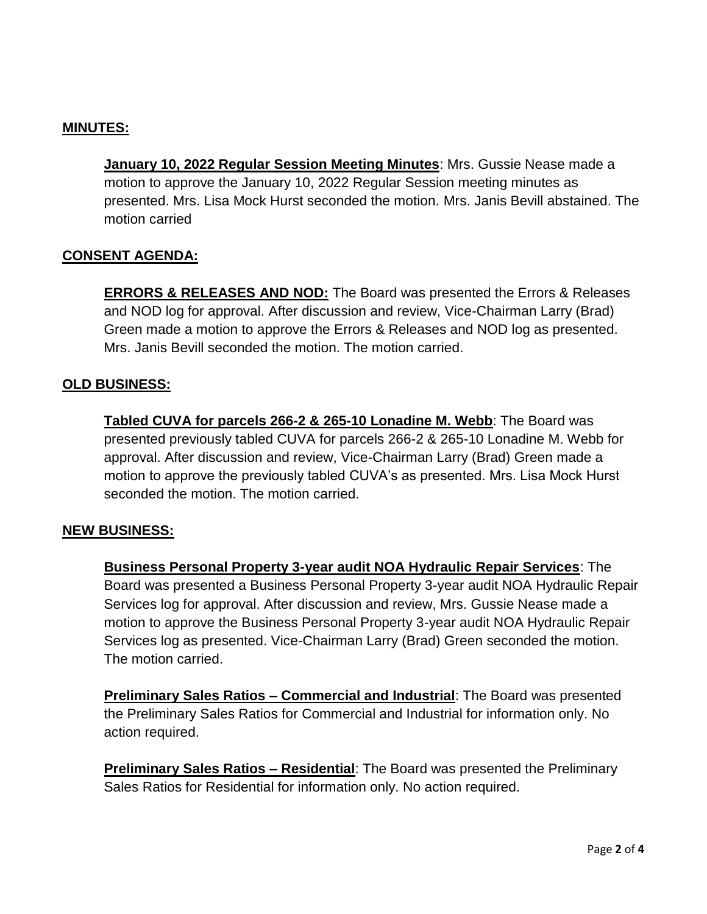**MINUTES:**

**January 10, 2022 Regular Session Meeting Minutes**: Mrs. Gussie Nease made a motion to approve the January 10, 2022 Regular Session meeting minutes as presented. Mrs. Lisa Mock Hurst seconded the motion. Mrs. Janis Bevill abstained. The motion carried

**CONSENT AGENDA:**

**ERRORS & RELEASES AND NOD:** The Board was presented the Errors & Releases and NOD log for approval. After discussion and review, Vice-Chairman Larry (Brad) Green made a motion to approve the Errors & Releases and NOD log as presented. Mrs. Janis Bevill seconded the motion. The motion carried.

**OLD BUSINESS:**

**Tabled CUVA for parcels 266-2 & 265-10 Lonadine M. Webb**: The Board was presented previously tabled CUVA for parcels 266-2 & 265-10 Lonadine M. Webb for approval. After discussion and review, Vice-Chairman Larry (Brad) Green made a motion to approve the previously tabled CUVA's as presented. Mrs. Lisa Mock Hurst seconded the motion. The motion carried.

**NEW BUSINESS:**

**Business Personal Property 3-year audit NOA Hydraulic Repair Services**: The Board was presented a Business Personal Property 3-year audit NOA Hydraulic Repair Services log for approval. After discussion and review, Mrs. Gussie Nease made a motion to approve the Business Personal Property 3-year audit NOA Hydraulic Repair Services log as presented. Vice-Chairman Larry (Brad) Green seconded the motion. The motion carried.

**Preliminary Sales Ratios – Commercial and Industrial**: The Board was presented the Preliminary Sales Ratios for Commercial and Industrial for information only. No action required.

**Preliminary Sales Ratios – Residential**: The Board was presented the Preliminary Sales Ratios for Residential for information only. No action required.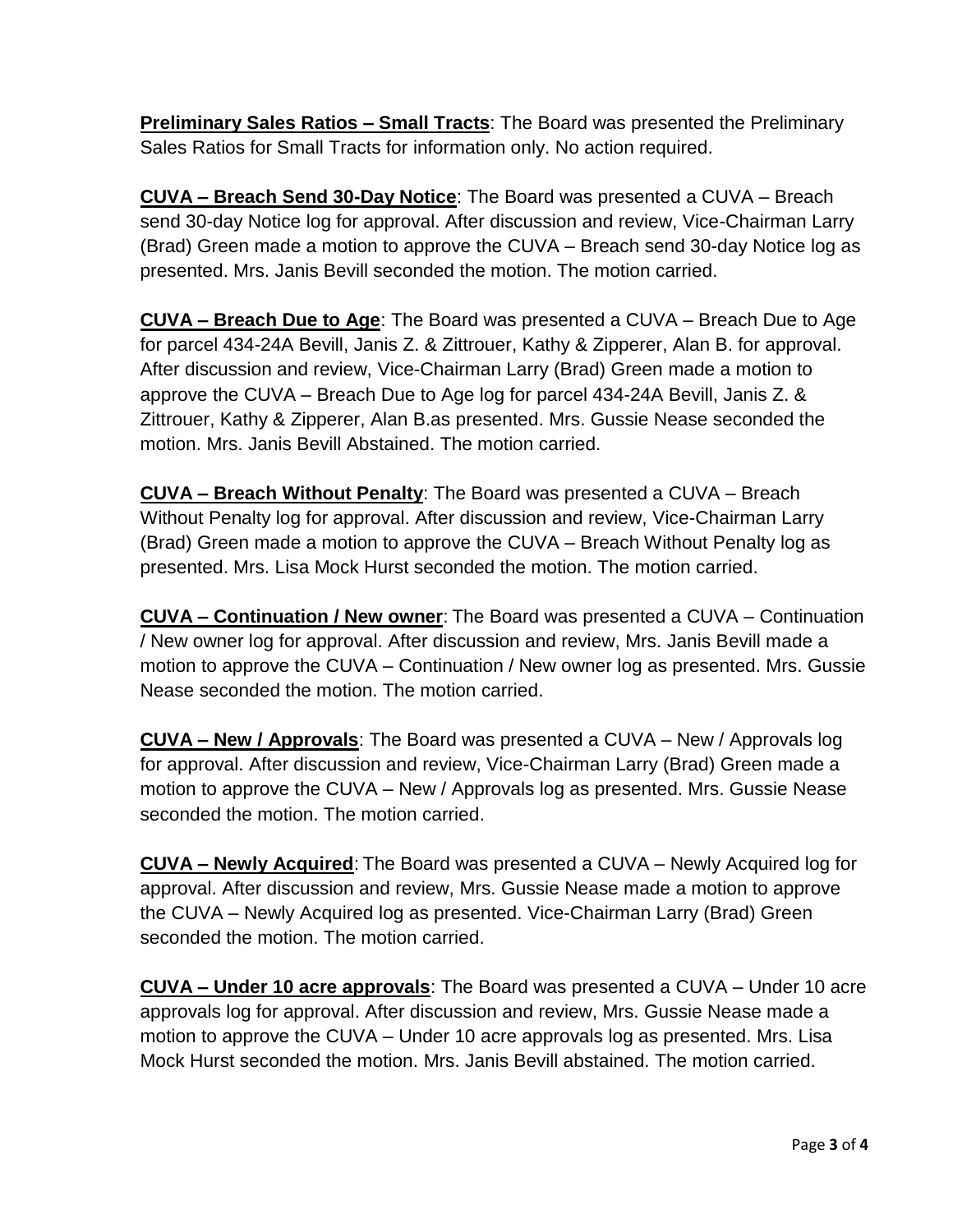**<u>Preliminary Sales Ratios – Small Tracts</u>**: The Board was presented the Preliminary Sales Ratios for Small Tracts for information only. No action required.

**<u>CUVA – Breach Send 30-Day Notice</u>**: The Board was presented a CUVA – Breach send 30-day Notice log for approval. After discussion and review, Vice-Chairman Larry (Brad) Green made a motion to approve the CUVA – Breach send 30-day Notice log as presented. Mrs. Janis Bevill seconded the motion. The motion carried.

**<u>CUVA – Breach Due to Age</u>**: The Board was presented a CUVA – Breach Due to Age for parcel 434-24A Bevill, Janis Z. & Zittrouer, Kathy & Zipperer, Alan B. for approval. After discussion and review, Vice-Chairman Larry (Brad) Green made a motion to approve the CUVA – Breach Due to Age log for parcel 434-24A Bevill, Janis Z. & Zittrouer, Kathy & Zipperer, Alan B.as presented. Mrs. Gussie Nease seconded the motion. Mrs. Janis Bevill Abstained. The motion carried.

**<u>CUVA – Breach Without Penalty</u>**: The Board was presented a CUVA – Breach Without Penalty log for approval. After discussion and review, Vice-Chairman Larry (Brad) Green made a motion to approve the CUVA – Breach Without Penalty log as presented. Mrs. Lisa Mock Hurst seconded the motion. The motion carried.

**<u>CUVA – Continuation / New owner</u>**: The Board was presented a CUVA – Continuation / New owner log for approval. After discussion and review, Mrs. Janis Bevill made a motion to approve the CUVA – Continuation / New owner log as presented. Mrs. Gussie Nease seconded the motion. The motion carried.

**<u>CUVA – New / Approvals</u>**: The Board was presented a CUVA – New / Approvals log for approval. After discussion and review, Vice-Chairman Larry (Brad) Green made a motion to approve the CUVA – New / Approvals log as presented. Mrs. Gussie Nease seconded the motion. The motion carried.

**<u>CUVA – Newly Acquired</u>**: The Board was presented a CUVA – Newly Acquired log for approval. After discussion and review, Mrs. Gussie Nease made a motion to approve the CUVA – Newly Acquired log as presented. Vice-Chairman Larry (Brad) Green seconded the motion. The motion carried.

**<u>CUVA – Under 10 acre approvals</u>**: The Board was presented a CUVA – Under 10 acre approvals log for approval. After discussion and review, Mrs. Gussie Nease made a motion to approve the CUVA – Under 10 acre approvals log as presented. Mrs. Lisa Mock Hurst seconded the motion. Mrs. Janis Bevill abstained. The motion carried.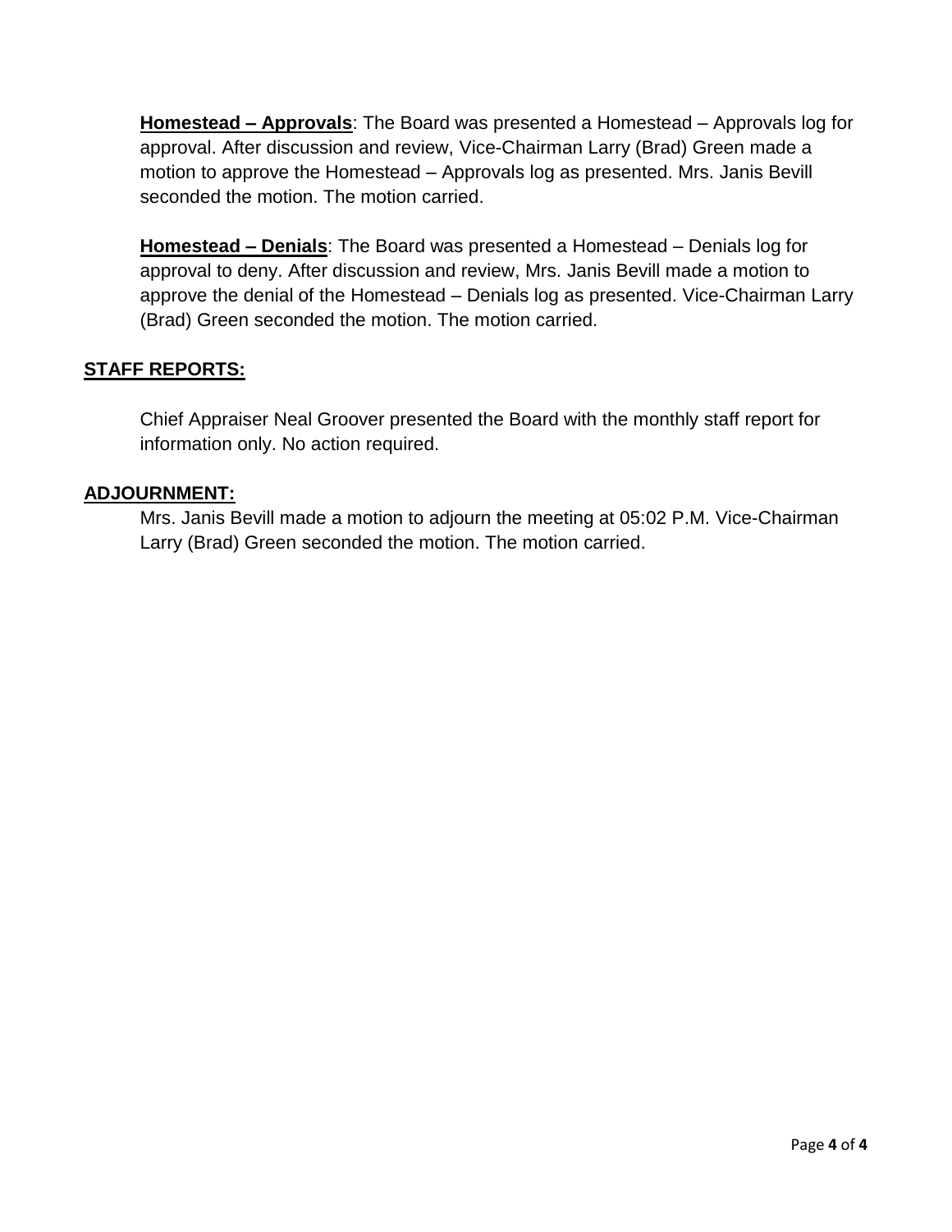**Homestead – Approvals**: The Board was presented a Homestead – Approvals log for approval. After discussion and review, Vice-Chairman Larry (Brad) Green made a motion to approve the Homestead – Approvals log as presented. Mrs. Janis Bevill seconded the motion. The motion carried.

**Homestead – Denials**: The Board was presented a Homestead – Denials log for approval to deny. After discussion and review, Mrs. Janis Bevill made a motion to approve the denial of the Homestead – Denials log as presented. Vice-Chairman Larry (Brad) Green seconded the motion. The motion carried.

## STAFF REPORTS:

Chief Appraiser Neal Groover presented the Board with the monthly staff report for information only. No action required.

## ADJOURNMENT:

Mrs. Janis Bevill made a motion to adjourn the meeting at 05:02 P.M. Vice-Chairman Larry (Brad) Green seconded the motion. The motion carried.